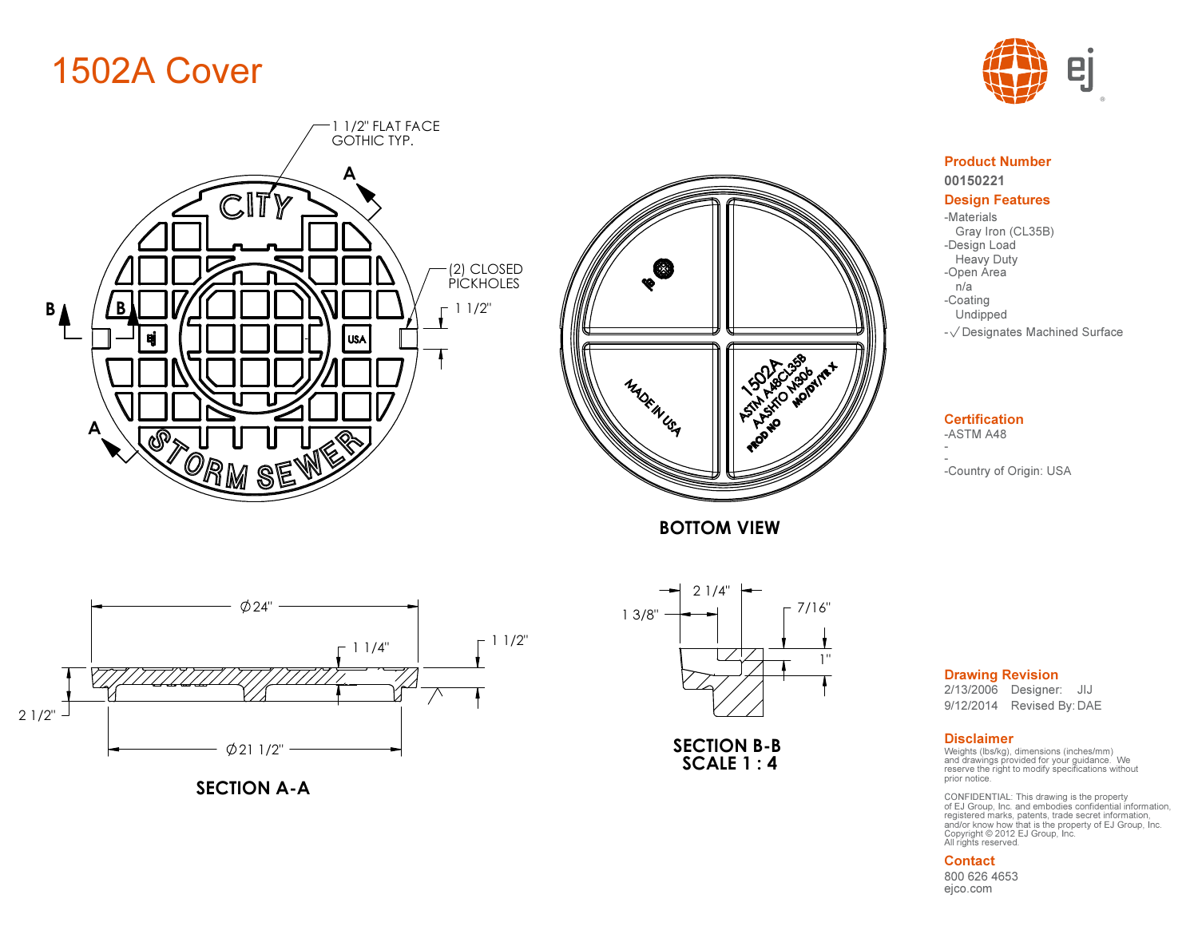# 1502A Cover

1 1/2" FLAT FACE GOTHIC TYP.

(2) CLOSED PICKHOLES

1 1/2"

CITY

STORM SEWER

USA

BOTTOM VIEW

MADE IN USA

1502A ASTM A48CL35B AASHTO M306 MO/DY/YR X PROD NO

Ø24"

1 1/4"

1 1/2"

2 1/2"

Ø21 1/2"

SECTION A-A

2 1/4"

1 3/8"

7/16"

1"

SECTION B-B
SCALE 1 : 4

## Product Number

00150221

## Design Features

- -Materials
  - Gray Iron (CL35B)
- -Design Load
  - Heavy Duty
- -Open Area
  - n/a
- -Coating
  - Undipped
- -√ Designates Machined Surface

## Certification

-ASTM A48

-

-

-Country of Origin: USA

## Drawing Revision

2/13/2006 Designer: JIJ

9/12/2014 Revised By: DAE

## Disclaimer

Weights (lbs/kg), dimensions (inches/mm) and drawings provided for your guidance. We reserve the right to modify specifications without prior notice.

CONFIDENTIAL: This drawing is the property of EJ Group, Inc. and embodies confidential information, registered marks, patents, trade secret information, and/or know how that is the property of EJ Group, Inc. Copyright © 2012 EJ Group, Inc. All rights reserved.

## Contact

800 626 4653

ejco.com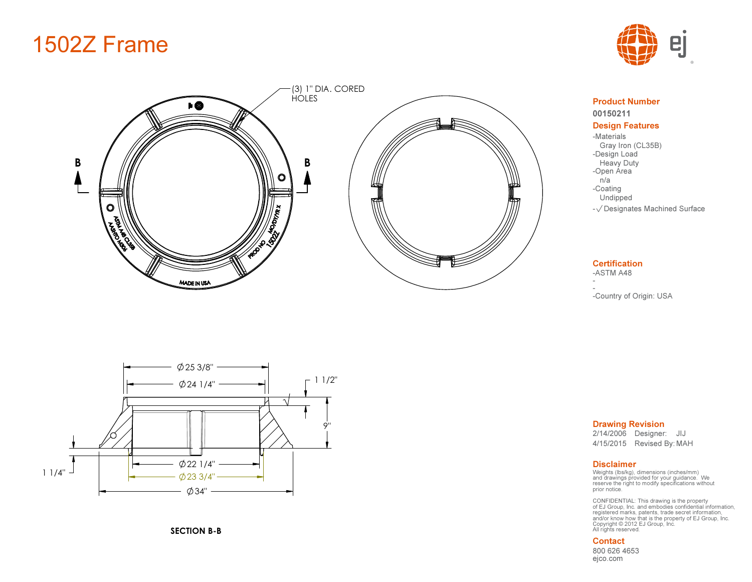# 1502Z Frame

(3) 1" DIA. CORED HOLES

B

B

$\varnothing$ 25 3/8"

$\varnothing$ 24 1/4"

1 1/2"

9"

1 1/4"

$\varnothing$ 22 1/4"

$\varnothing$ 23 3/4"

$\varnothing$ 34"

**SECTION B-B**

## Product Number

00150211

## Design Features

-Materials
  Gray Iron (CL35B)
-Design Load
  Heavy Duty
-Open Area
  n/a
-Coating
  Undipped
-√ Designates Machined Surface

## Certification

-ASTM A48
-
-
-Country of Origin: USA

## Drawing Revision

2/14/2006 Designer: JIJ
4/15/2015 Revised By: MAH

## Disclaimer

Weights (lbs/kg), dimensions (inches/mm) and drawings provided for your guidance. We reserve the right to modify specifications without prior notice.

CONFIDENTIAL: This drawing is the property of EJ Group, Inc. and embodies confidential information, registered marks, patents, trade secret information, and/or know how that is the property of EJ Group, Inc. Copyright © 2012 EJ Group, Inc. All rights reserved.

## Contact

800 626 4653
ejco.com